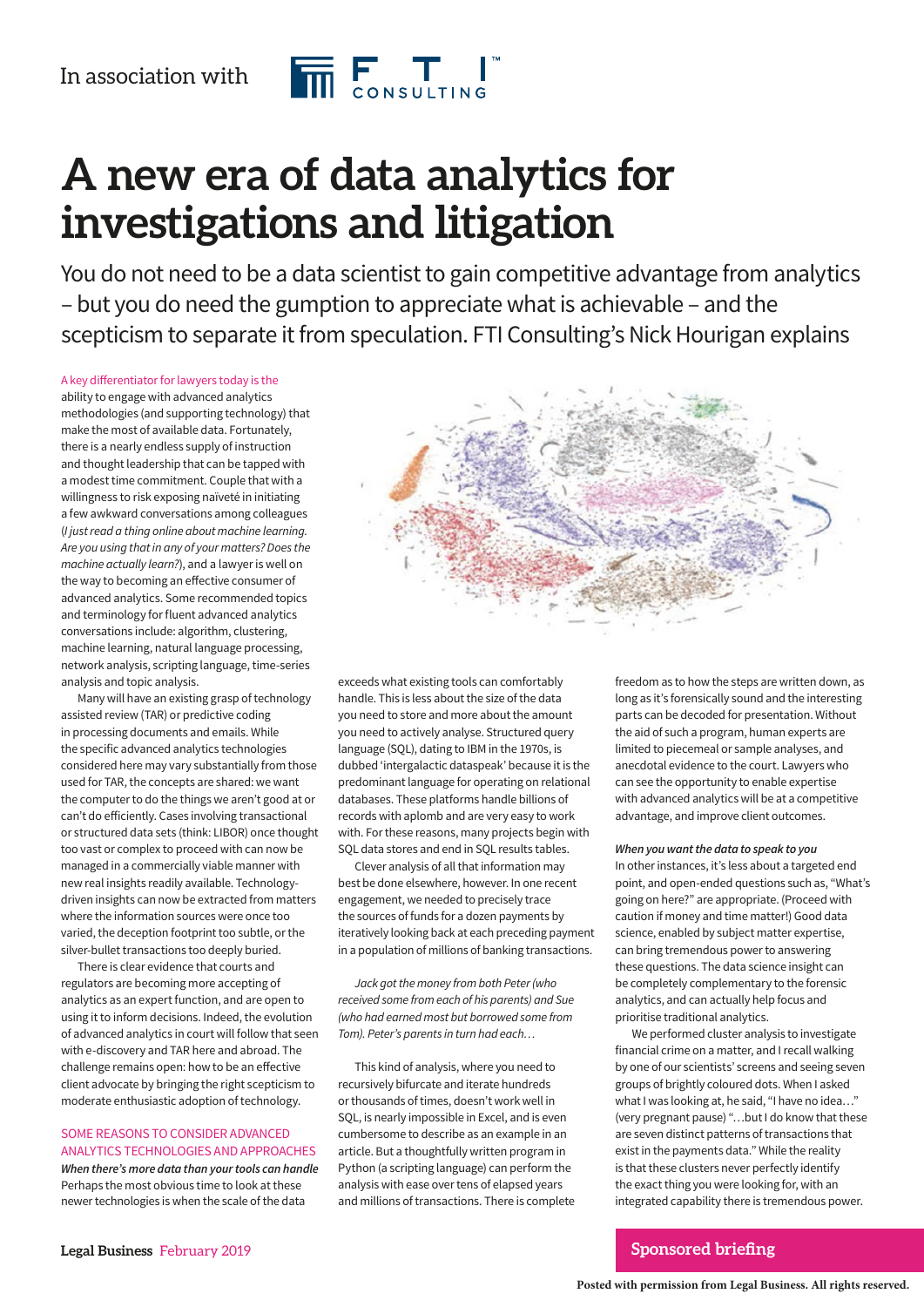In association with FTI CONSULTING

# A new era of data analytics for investigations and litigation

You do not need to be a data scientist to gain competitive advantage from analytics – but you do need the gumption to appreciate what is achievable – and the scepticism to separate it from speculation. FTI Consulting's Nick Hourigan explains

A key differentiator for lawyers today is the ability to engage with advanced analytics methodologies (and supporting technology) that make the most of available data. Fortunately, there is a nearly endless supply of instruction and thought leadership that can be tapped with a modest time commitment. Couple that with a willingness to risk exposing naïveté in initiating a few awkward conversations among colleagues (*I just read a thing online about machine learning. Are you using that in any of your matters? Does the machine actually learn?*), and a lawyer is well on the way to becoming an effective consumer of advanced analytics. Some recommended topics and terminology for fluent advanced analytics conversations include: algorithm, clustering, machine learning, natural language processing, network analysis, scripting language, time-series analysis and topic analysis.

Many will have an existing grasp of technology assisted review (TAR) or predictive coding in processing documents and emails. While the specific advanced analytics technologies considered here may vary substantially from those used for TAR, the concepts are shared: we want the computer to do the things we aren't good at or can't do efficiently. Cases involving transactional or structured data sets (think: LIBOR) once thought too vast or complex to proceed with can now be managed in a commercially viable manner with new real insights readily available. Technology-driven insights can now be extracted from matters where the information sources were once too varied, the deception footprint too subtle, or the silver-bullet transactions too deeply buried.

There is clear evidence that courts and regulators are becoming more accepting of analytics as an expert function, and are open to using it to inform decisions. Indeed, the evolution of advanced analytics in court will follow that seen with e-discovery and TAR here and abroad. The challenge remains open: how to be an effective client advocate by bringing the right scepticism to moderate enthusiastic adoption of technology.

## SOME REASONS TO CONSIDER ADVANCED ANALYTICS TECHNOLOGIES AND APPROACHES

***When there's more data than your tools can handle***

Perhaps the most obvious time to look at these newer technologies is when the scale of the data exceeds what existing tools can comfortably handle. This is less about the size of the data you need to store and more about the amount you need to actively analyse. Structured query language (SQL), dating to IBM in the 1970s, is dubbed 'intergalactic dataspeak' because it is the predominant language for operating on relational databases. These platforms handle billions of records with aplomb and are very easy to work with. For these reasons, many projects begin with SQL data stores and end in SQL results tables.

Clever analysis of all that information may best be done elsewhere, however. In one recent engagement, we needed to precisely trace the sources of funds for a dozen payments by iteratively looking back at each preceding payment in a population of millions of banking transactions.

*Jack got the money from both Peter (who received some from each of his parents) and Sue (who had earned most but borrowed some from Tom). Peter's parents in turn had each…*

This kind of analysis, where you need to recursively bifurcate and iterate hundreds or thousands of times, doesn't work well in SQL, is nearly impossible in Excel, and is even cumbersome to describe as an example in an article. But a thoughtfully written program in Python (a scripting language) can perform the analysis with ease over tens of elapsed years and millions of transactions. There is complete freedom as to how the steps are written down, as long as it's forensically sound and the interesting parts can be decoded for presentation. Without the aid of such a program, human experts are limited to piecemeal or sample analyses, and anecdotal evidence to the court. Lawyers who can see the opportunity to enable expertise with advanced analytics will be at a competitive advantage, and improve client outcomes.

***When you want the data to speak to you***

In other instances, it's less about a targeted end point, and open-ended questions such as, "What's going on here?" are appropriate. (Proceed with caution if money and time matter!) Good data science, enabled by subject matter expertise, can bring tremendous power to answering these questions. The data science insight can be completely complementary to the forensic analytics, and can actually help focus and prioritise traditional analytics.

We performed cluster analysis to investigate financial crime on a matter, and I recall walking by one of our scientists' screens and seeing seven groups of brightly coloured dots. When I asked what I was looking at, he said, "I have no idea…" (very pregnant pause) "…but I do know that these are seven distinct patterns of transactions that exist in the payments data." While the reality is that these clusters never perfectly identify the exact thing you were looking for, with an integrated capability there is tremendous power.

Sponsored briefing

Posted with permission from Legal Business. All rights reserved.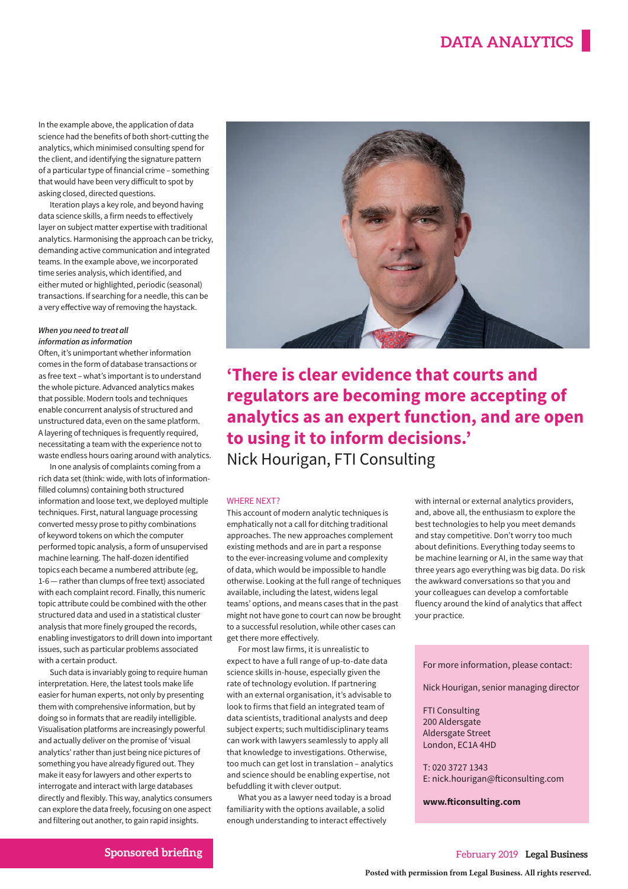In the example above, the application of data science had the benefits of both short-cutting the analytics, which minimised consulting spend for the client, and identifying the signature pattern of a particular type of financial crime – something that would have been very difficult to spot by asking closed, directed questions.

Iteration plays a key role, and beyond having data science skills, a firm needs to effectively layer on subject matter expertise with traditional analytics. Harmonising the approach can be tricky, demanding active communication and integrated teams. In the example above, we incorporated time series analysis, which identified, and either muted or highlighted, periodic (seasonal) transactions. If searching for a needle, this can be a very effective way of removing the haystack.

***When you need to treat all information as information***

Often, it's unimportant whether information comes in the form of database transactions or as free text – what's important is to understand the whole picture. Advanced analytics makes that possible. Modern tools and techniques enable concurrent analysis of structured and unstructured data, even on the same platform. A layering of techniques is frequently required, necessitating a team with the experience not to waste endless hours oaring around with analytics.

In one analysis of complaints coming from a rich data set (think: wide, with lots of information-filled columns) containing both structured information and loose text, we deployed multiple techniques. First, natural language processing converted messy prose to pithy combinations of keyword tokens on which the computer performed topic analysis, a form of unsupervised machine learning. The half-dozen identified topics each became a numbered attribute (eg, 1-6 — rather than clumps of free text) associated with each complaint record. Finally, this numeric topic attribute could be combined with the other structured data and used in a statistical cluster analysis that more finely grouped the records, enabling investigators to drill down into important issues, such as particular problems associated with a certain product.

Such data is invariably going to require human interpretation. Here, the latest tools make life easier for human experts, not only by presenting them with comprehensive information, but by doing so in formats that are readily intelligible. Visualisation platforms are increasingly powerful and actually deliver on the promise of 'visual analytics' rather than just being nice pictures of something you have already figured out. They make it easy for lawyers and other experts to interrogate and interact with large databases directly and flexibly. This way, analytics consumers can explore the data freely, focusing on one aspect and filtering out another, to gain rapid insights.

**'There is clear evidence that courts and regulators are becoming more accepting of analytics as an expert function, and are open to using it to inform decisions.'**
Nick Hourigan, FTI Consulting

## WHERE NEXT?

This account of modern analytic techniques is emphatically not a call for ditching traditional approaches. The new approaches complement existing methods and are in part a response to the ever-increasing volume and complexity of data, which would be impossible to handle otherwise. Looking at the full range of techniques available, including the latest, widens legal teams' options, and means cases that in the past might not have gone to court can now be brought to a successful resolution, while other cases can get there more effectively.

For most law firms, it is unrealistic to expect to have a full range of up-to-date data science skills in-house, especially given the rate of technology evolution. If partnering with an external organisation, it's advisable to look to firms that field an integrated team of data scientists, traditional analysts and deep subject experts; such multidisciplinary teams can work with lawyers seamlessly to apply all that knowledge to investigations. Otherwise, too much can get lost in translation – analytics and science should be enabling expertise, not befuddling it with clever output.

What you as a lawyer need today is a broad familiarity with the options available, a solid enough understanding to interact effectively with internal or external analytics providers, and, above all, the enthusiasm to explore the best technologies to help you meet demands and stay competitive. Don't worry too much about definitions. Everything today seems to be machine learning or AI, in the same way that three years ago everything was big data. Do risk the awkward conversations so that you and your colleagues can develop a comfortable fluency around the kind of analytics that affect your practice.

For more information, please contact:

Nick Hourigan, senior managing director

FTI Consulting
200 Aldersgate
Aldersgate Street
London, EC1A 4HD

T: 020 3727 1343
E: nick.hourigan@fticonsulting.com

**www.fticonsulting.com**

Posted with permission from Legal Business. All rights reserved.